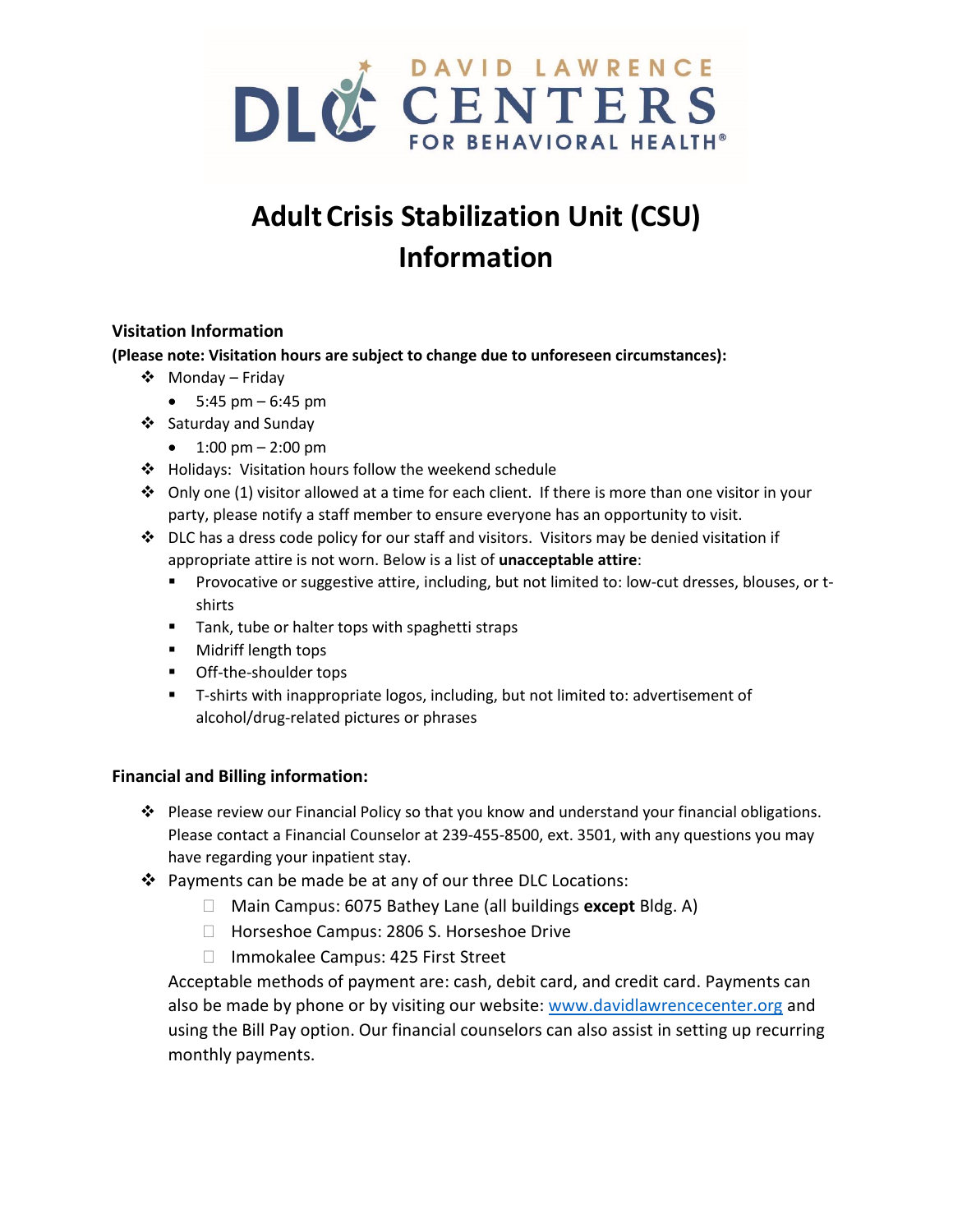DAVID LAWRENCE CENTERS FOR BEHAVIORAL HEALTH®

# Adult Crisis Stabilization Unit (CSU) Information

## Visitation Information

**(Please note: Visitation hours are subject to change due to unforeseen circumstances):**

- Monday – Friday
  - 5:45 pm – 6:45 pm
- Saturday and Sunday
  - 1:00 pm – 2:00 pm
- Holidays: Visitation hours follow the weekend schedule
- Only one (1) visitor allowed at a time for each client. If there is more than one visitor in your party, please notify a staff member to ensure everyone has an opportunity to visit.
- DLC has a dress code policy for our staff and visitors. Visitors may be denied visitation if appropriate attire is not worn. Below is a list of **unacceptable attire**:
  - Provocative or suggestive attire, including, but not limited to: low-cut dresses, blouses, or t-shirts
  - Tank, tube or halter tops with spaghetti straps
  - Midriff length tops
  - Off-the-shoulder tops
  - T-shirts with inappropriate logos, including, but not limited to: advertisement of alcohol/drug-related pictures or phrases

## Financial and Billing information:

- Please review our Financial Policy so that you know and understand your financial obligations. Please contact a Financial Counselor at 239-455-8500, ext. 3501, with any questions you may have regarding your inpatient stay.
- Payments can be made be at any of our three DLC Locations:
  - Main Campus: 6075 Bathey Lane (all buildings **except** Bldg. A)
  - Horseshoe Campus: 2806 S. Horseshoe Drive
  - Immokalee Campus: 425 First Street

  Acceptable methods of payment are: cash, debit card, and credit card. Payments can also be made by phone or by visiting our website: [www.davidlawrencecenter.org](http://www.davidlawrencecenter.org) and using the Bill Pay option. Our financial counselors can also assist in setting up recurring monthly payments.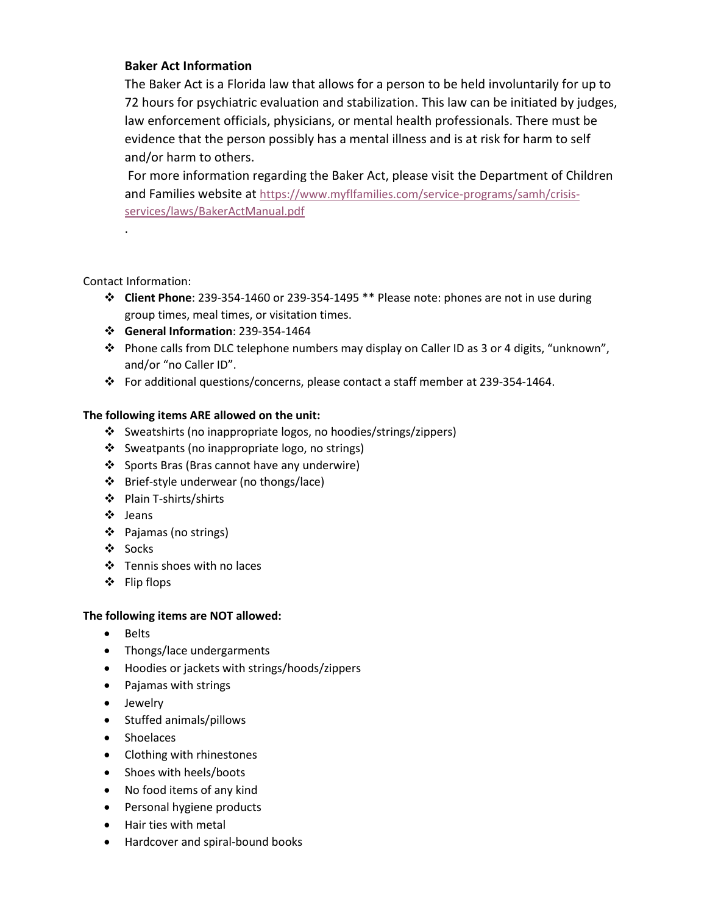**Baker Act Information**

The Baker Act is a Florida law that allows for a person to be held involuntarily for up to 72 hours for psychiatric evaluation and stabilization. This law can be initiated by judges, law enforcement officials, physicians, or mental health professionals. There must be evidence that the person possibly has a mental illness and is at risk for harm to self and/or harm to others.

For more information regarding the Baker Act, please visit the Department of Children and Families website at [https://www.myflfamilies.com/service-programs/samh/crisis-services/laws/BakerActManual.pdf](https://www.myflfamilies.com/service-programs/samh/crisis-services/laws/BakerActManual.pdf)

.

Contact Information:

- **Client Phone**: 239-354-1460 or 239-354-1495 ** Please note: phones are not in use during group times, meal times, or visitation times.
- **General Information**: 239-354-1464
- Phone calls from DLC telephone numbers may display on Caller ID as 3 or 4 digits, "unknown", and/or "no Caller ID".
- For additional questions/concerns, please contact a staff member at 239-354-1464.

**The following items ARE allowed on the unit:**

- Sweatshirts (no inappropriate logos, no hoodies/strings/zippers)
- Sweatpants (no inappropriate logo, no strings)
- Sports Bras (Bras cannot have any underwire)
- Brief-style underwear (no thongs/lace)
- Plain T-shirts/shirts
- Jeans
- Pajamas (no strings)
- Socks
- Tennis shoes with no laces
- Flip flops

**The following items are NOT allowed:**

- Belts
- Thongs/lace undergarments
- Hoodies or jackets with strings/hoods/zippers
- Pajamas with strings
- Jewelry
- Stuffed animals/pillows
- Shoelaces
- Clothing with rhinestones
- Shoes with heels/boots
- No food items of any kind
- Personal hygiene products
- Hair ties with metal
- Hardcover and spiral-bound books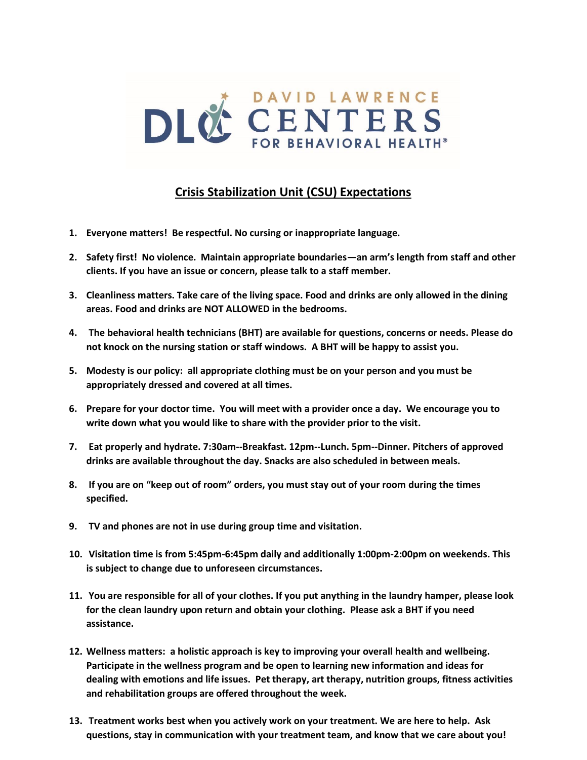DAVID LAWRENCE CENTERS FOR BEHAVIORAL HEALTH®

# Crisis Stabilization Unit (CSU) Expectations

1. **Everyone matters! Be respectful. No cursing or inappropriate language.**
2. **Safety first! No violence. Maintain appropriate boundaries—an arm's length from staff and other clients. If you have an issue or concern, please talk to a staff member.**
3. **Cleanliness matters. Take care of the living space. Food and drinks are only allowed in the dining areas. Food and drinks are NOT ALLOWED in the bedrooms.**
4. **The behavioral health technicians (BHT) are available for questions, concerns or needs. Please do not knock on the nursing station or staff windows. A BHT will be happy to assist you.**
5. **Modesty is our policy: all appropriate clothing must be on your person and you must be appropriately dressed and covered at all times.**
6. **Prepare for your doctor time. You will meet with a provider once a day. We encourage you to write down what you would like to share with the provider prior to the visit.**
7. **Eat properly and hydrate. 7:30am--Breakfast. 12pm--Lunch. 5pm--Dinner. Pitchers of approved drinks are available throughout the day. Snacks are also scheduled in between meals.**
8. **If you are on "keep out of room" orders, you must stay out of your room during the times specified.**
9. **TV and phones are not in use during group time and visitation.**
10. **Visitation time is from 5:45pm-6:45pm daily and additionally 1:00pm-2:00pm on weekends. This is subject to change due to unforeseen circumstances.**
11. **You are responsible for all of your clothes. If you put anything in the laundry hamper, please look for the clean laundry upon return and obtain your clothing. Please ask a BHT if you need assistance.**
12. **Wellness matters: a holistic approach is key to improving your overall health and wellbeing. Participate in the wellness program and be open to learning new information and ideas for dealing with emotions and life issues. Pet therapy, art therapy, nutrition groups, fitness activities and rehabilitation groups are offered throughout the week.**
13. **Treatment works best when you actively work on your treatment. We are here to help. Ask questions, stay in communication with your treatment team, and know that we care about you!**